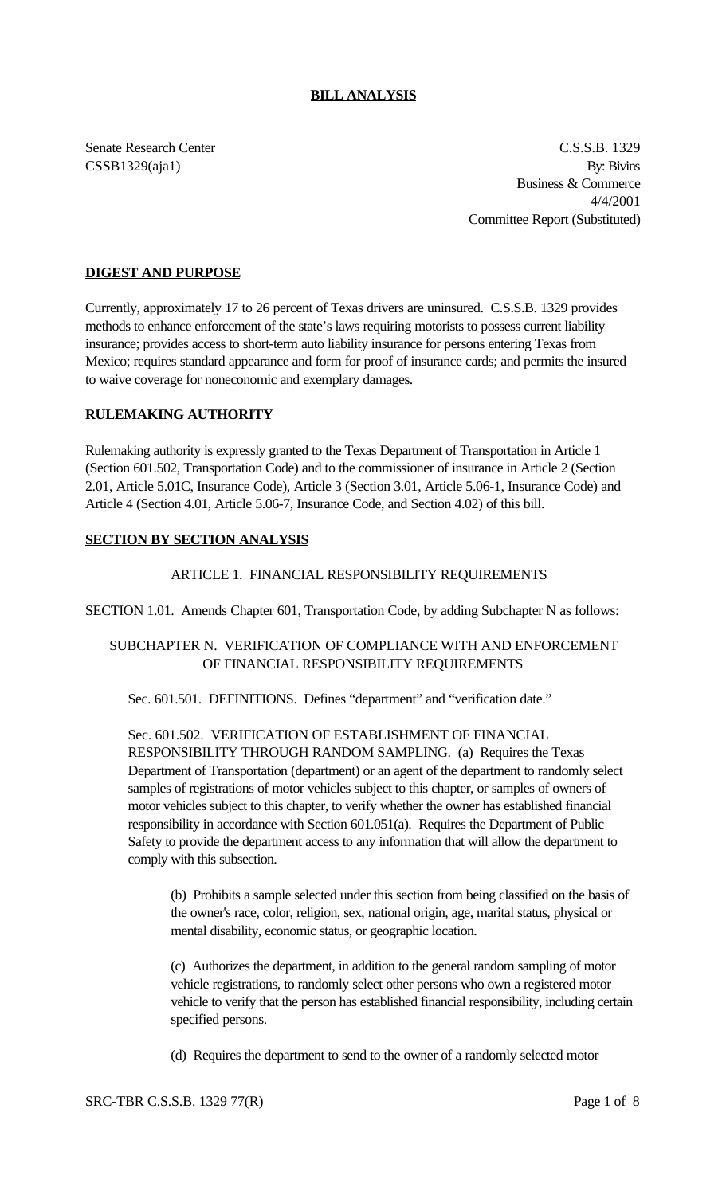**BILL ANALYSIS**

Senate Research Center
CSSB1329(aja1)

C.S.S.B. 1329
By: Bivins
Business & Commerce
4/4/2001
Committee Report (Substituted)

**DIGEST AND PURPOSE**

Currently, approximately 17 to 26 percent of Texas drivers are uninsured. C.S.S.B. 1329 provides methods to enhance enforcement of the state's laws requiring motorists to possess current liability insurance; provides access to short-term auto liability insurance for persons entering Texas from Mexico; requires standard appearance and form for proof of insurance cards; and permits the insured to waive coverage for noneconomic and exemplary damages.

**RULEMAKING AUTHORITY**

Rulemaking authority is expressly granted to the Texas Department of Transportation in Article 1 (Section 601.502, Transportation Code) and to the commissioner of insurance in Article 2 (Section 2.01, Article 5.01C, Insurance Code), Article 3 (Section 3.01, Article 5.06-1, Insurance Code) and Article 4 (Section 4.01, Article 5.06-7, Insurance Code, and Section 4.02) of this bill.

**SECTION BY SECTION ANALYSIS**

ARTICLE 1. FINANCIAL RESPONSIBILITY REQUIREMENTS

SECTION 1.01. Amends Chapter 601, Transportation Code, by adding Subchapter N as follows:

SUBCHAPTER N. VERIFICATION OF COMPLIANCE WITH AND ENFORCEMENT OF FINANCIAL RESPONSIBILITY REQUIREMENTS

Sec. 601.501. DEFINITIONS. Defines "department" and "verification date."

Sec. 601.502. VERIFICATION OF ESTABLISHMENT OF FINANCIAL RESPONSIBILITY THROUGH RANDOM SAMPLING. (a) Requires the Texas Department of Transportation (department) or an agent of the department to randomly select samples of registrations of motor vehicles subject to this chapter, or samples of owners of motor vehicles subject to this chapter, to verify whether the owner has established financial responsibility in accordance with Section 601.051(a). Requires the Department of Public Safety to provide the department access to any information that will allow the department to comply with this subsection.

(b) Prohibits a sample selected under this section from being classified on the basis of the owner's race, color, religion, sex, national origin, age, marital status, physical or mental disability, economic status, or geographic location.

(c) Authorizes the department, in addition to the general random sampling of motor vehicle registrations, to randomly select other persons who own a registered motor vehicle to verify that the person has established financial responsibility, including certain specified persons.

(d) Requires the department to send to the owner of a randomly selected motor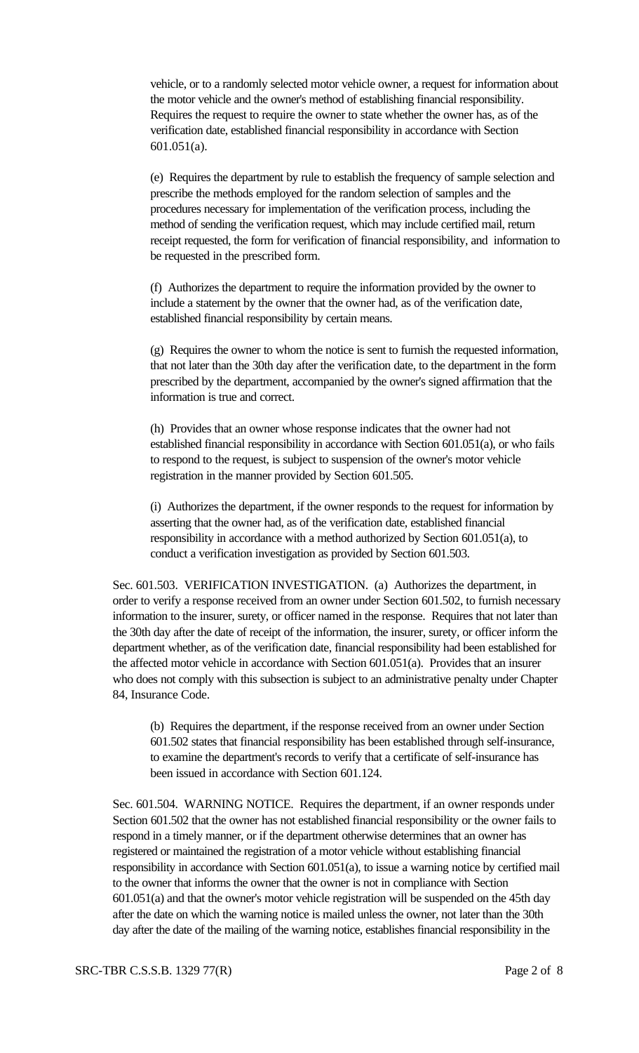vehicle, or to a randomly selected motor vehicle owner, a request for information about the motor vehicle and the owner's method of establishing financial responsibility. Requires the request to require the owner to state whether the owner has, as of the verification date, established financial responsibility in accordance with Section 601.051(a).

(e) Requires the department by rule to establish the frequency of sample selection and prescribe the methods employed for the random selection of samples and the procedures necessary for implementation of the verification process, including the method of sending the verification request, which may include certified mail, return receipt requested, the form for verification of financial responsibility, and information to be requested in the prescribed form.

(f) Authorizes the department to require the information provided by the owner to include a statement by the owner that the owner had, as of the verification date, established financial responsibility by certain means.

(g) Requires the owner to whom the notice is sent to furnish the requested information, that not later than the 30th day after the verification date, to the department in the form prescribed by the department, accompanied by the owner's signed affirmation that the information is true and correct.

(h) Provides that an owner whose response indicates that the owner had not established financial responsibility in accordance with Section 601.051(a), or who fails to respond to the request, is subject to suspension of the owner's motor vehicle registration in the manner provided by Section 601.505.

(i) Authorizes the department, if the owner responds to the request for information by asserting that the owner had, as of the verification date, established financial responsibility in accordance with a method authorized by Section 601.051(a), to conduct a verification investigation as provided by Section 601.503.

Sec. 601.503. VERIFICATION INVESTIGATION. (a) Authorizes the department, in order to verify a response received from an owner under Section 601.502, to furnish necessary information to the insurer, surety, or officer named in the response. Requires that not later than the 30th day after the date of receipt of the information, the insurer, surety, or officer inform the department whether, as of the verification date, financial responsibility had been established for the affected motor vehicle in accordance with Section 601.051(a). Provides that an insurer who does not comply with this subsection is subject to an administrative penalty under Chapter 84, Insurance Code.

(b) Requires the department, if the response received from an owner under Section 601.502 states that financial responsibility has been established through self-insurance, to examine the department's records to verify that a certificate of self-insurance has been issued in accordance with Section 601.124.

Sec. 601.504. WARNING NOTICE. Requires the department, if an owner responds under Section 601.502 that the owner has not established financial responsibility or the owner fails to respond in a timely manner, or if the department otherwise determines that an owner has registered or maintained the registration of a motor vehicle without establishing financial responsibility in accordance with Section 601.051(a), to issue a warning notice by certified mail to the owner that informs the owner that the owner is not in compliance with Section 601.051(a) and that the owner's motor vehicle registration will be suspended on the 45th day after the date on which the warning notice is mailed unless the owner, not later than the 30th day after the date of the mailing of the warning notice, establishes financial responsibility in the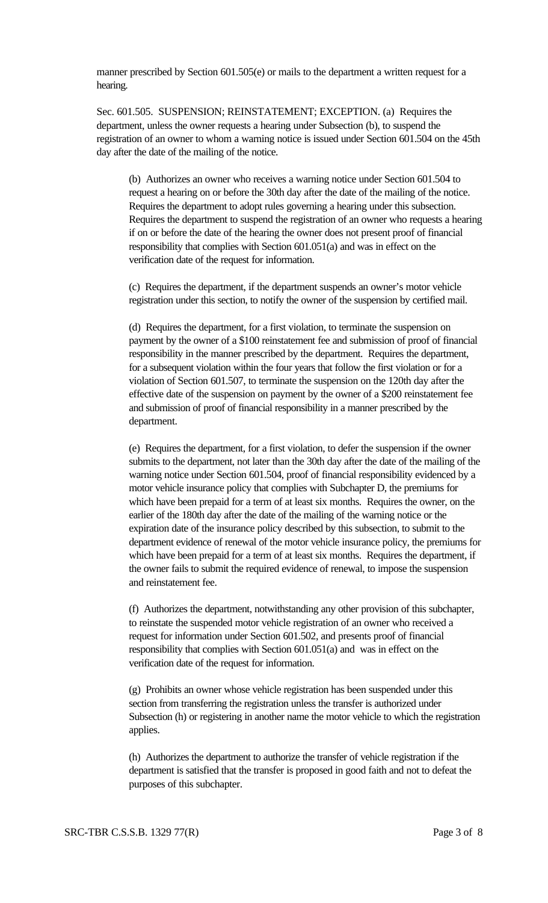manner prescribed by Section 601.505(e) or mails to the department a written request for a hearing.

Sec. 601.505. SUSPENSION; REINSTATEMENT; EXCEPTION. (a) Requires the department, unless the owner requests a hearing under Subsection (b), to suspend the registration of an owner to whom a warning notice is issued under Section 601.504 on the 45th day after the date of the mailing of the notice.

(b) Authorizes an owner who receives a warning notice under Section 601.504 to request a hearing on or before the 30th day after the date of the mailing of the notice. Requires the department to adopt rules governing a hearing under this subsection. Requires the department to suspend the registration of an owner who requests a hearing if on or before the date of the hearing the owner does not present proof of financial responsibility that complies with Section 601.051(a) and was in effect on the verification date of the request for information.

(c) Requires the department, if the department suspends an owner's motor vehicle registration under this section, to notify the owner of the suspension by certified mail.

(d) Requires the department, for a first violation, to terminate the suspension on payment by the owner of a $100 reinstatement fee and submission of proof of financial responsibility in the manner prescribed by the department. Requires the department, for a subsequent violation within the four years that follow the first violation or for a violation of Section 601.507, to terminate the suspension on the 120th day after the effective date of the suspension on payment by the owner of a $200 reinstatement fee and submission of proof of financial responsibility in a manner prescribed by the department.

(e) Requires the department, for a first violation, to defer the suspension if the owner submits to the department, not later than the 30th day after the date of the mailing of the warning notice under Section 601.504, proof of financial responsibility evidenced by a motor vehicle insurance policy that complies with Subchapter D, the premiums for which have been prepaid for a term of at least six months. Requires the owner, on the earlier of the 180th day after the date of the mailing of the warning notice or the expiration date of the insurance policy described by this subsection, to submit to the department evidence of renewal of the motor vehicle insurance policy, the premiums for which have been prepaid for a term of at least six months. Requires the department, if the owner fails to submit the required evidence of renewal, to impose the suspension and reinstatement fee.

(f) Authorizes the department, notwithstanding any other provision of this subchapter, to reinstate the suspended motor vehicle registration of an owner who received a request for information under Section 601.502, and presents proof of financial responsibility that complies with Section 601.051(a) and was in effect on the verification date of the request for information.

(g) Prohibits an owner whose vehicle registration has been suspended under this section from transferring the registration unless the transfer is authorized under Subsection (h) or registering in another name the motor vehicle to which the registration applies.

(h) Authorizes the department to authorize the transfer of vehicle registration if the department is satisfied that the transfer is proposed in good faith and not to defeat the purposes of this subchapter.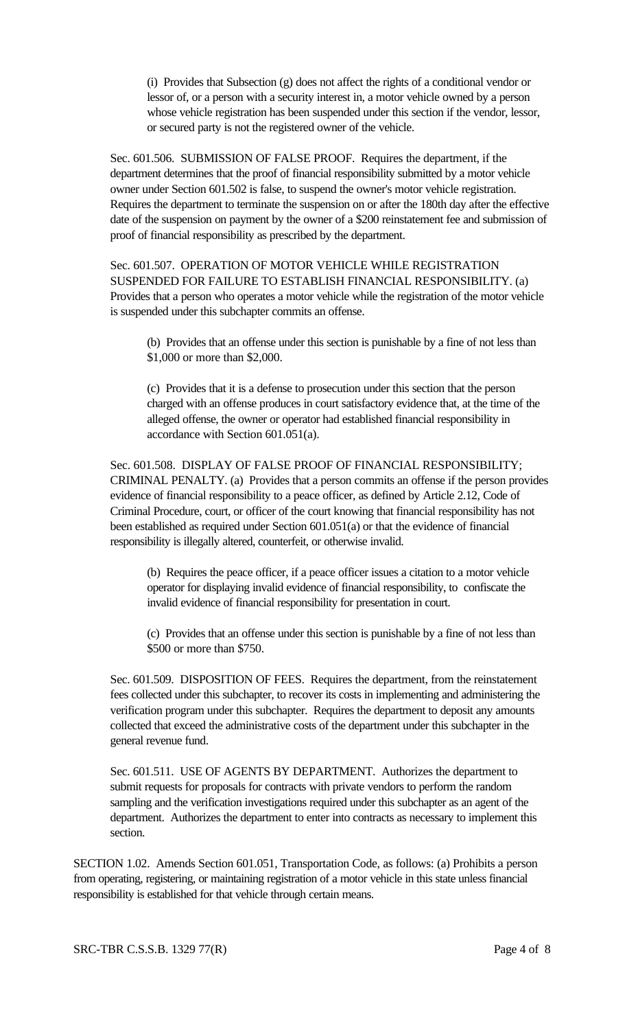(i) Provides that Subsection (g) does not affect the rights of a conditional vendor or lessor of, or a person with a security interest in, a motor vehicle owned by a person whose vehicle registration has been suspended under this section if the vendor, lessor, or secured party is not the registered owner of the vehicle.

Sec. 601.506. SUBMISSION OF FALSE PROOF. Requires the department, if the department determines that the proof of financial responsibility submitted by a motor vehicle owner under Section 601.502 is false, to suspend the owner's motor vehicle registration. Requires the department to terminate the suspension on or after the 180th day after the effective date of the suspension on payment by the owner of a $200 reinstatement fee and submission of proof of financial responsibility as prescribed by the department.

Sec. 601.507. OPERATION OF MOTOR VEHICLE WHILE REGISTRATION SUSPENDED FOR FAILURE TO ESTABLISH FINANCIAL RESPONSIBILITY. (a) Provides that a person who operates a motor vehicle while the registration of the motor vehicle is suspended under this subchapter commits an offense.

(b) Provides that an offense under this section is punishable by a fine of not less than $1,000 or more than $2,000.

(c) Provides that it is a defense to prosecution under this section that the person charged with an offense produces in court satisfactory evidence that, at the time of the alleged offense, the owner or operator had established financial responsibility in accordance with Section 601.051(a).

Sec. 601.508. DISPLAY OF FALSE PROOF OF FINANCIAL RESPONSIBILITY; CRIMINAL PENALTY. (a) Provides that a person commits an offense if the person provides evidence of financial responsibility to a peace officer, as defined by Article 2.12, Code of Criminal Procedure, court, or officer of the court knowing that financial responsibility has not been established as required under Section 601.051(a) or that the evidence of financial responsibility is illegally altered, counterfeit, or otherwise invalid.

(b) Requires the peace officer, if a peace officer issues a citation to a motor vehicle operator for displaying invalid evidence of financial responsibility, to confiscate the invalid evidence of financial responsibility for presentation in court.

(c) Provides that an offense under this section is punishable by a fine of not less than $500 or more than $750.

Sec. 601.509. DISPOSITION OF FEES. Requires the department, from the reinstatement fees collected under this subchapter, to recover its costs in implementing and administering the verification program under this subchapter. Requires the department to deposit any amounts collected that exceed the administrative costs of the department under this subchapter in the general revenue fund.

Sec. 601.511. USE OF AGENTS BY DEPARTMENT. Authorizes the department to submit requests for proposals for contracts with private vendors to perform the random sampling and the verification investigations required under this subchapter as an agent of the department. Authorizes the department to enter into contracts as necessary to implement this section.

SECTION 1.02. Amends Section 601.051, Transportation Code, as follows: (a) Prohibits a person from operating, registering, or maintaining registration of a motor vehicle in this state unless financial responsibility is established for that vehicle through certain means.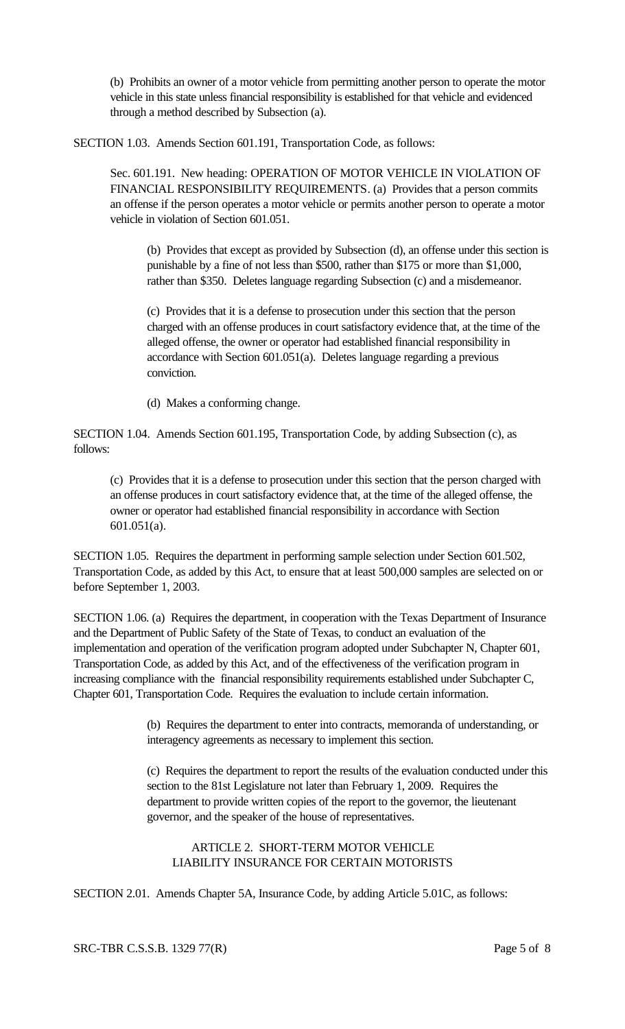(b) Prohibits an owner of a motor vehicle from permitting another person to operate the motor vehicle in this state unless financial responsibility is established for that vehicle and evidenced through a method described by Subsection (a).

SECTION 1.03. Amends Section 601.191, Transportation Code, as follows:

Sec. 601.191. New heading: OPERATION OF MOTOR VEHICLE IN VIOLATION OF FINANCIAL RESPONSIBILITY REQUIREMENTS. (a) Provides that a person commits an offense if the person operates a motor vehicle or permits another person to operate a motor vehicle in violation of Section 601.051.

(b) Provides that except as provided by Subsection (d), an offense under this section is punishable by a fine of not less than $500, rather than $175 or more than $1,000, rather than $350. Deletes language regarding Subsection (c) and a misdemeanor.

(c) Provides that it is a defense to prosecution under this section that the person charged with an offense produces in court satisfactory evidence that, at the time of the alleged offense, the owner or operator had established financial responsibility in accordance with Section 601.051(a). Deletes language regarding a previous conviction.

(d) Makes a conforming change.

SECTION 1.04. Amends Section 601.195, Transportation Code, by adding Subsection (c), as follows:

(c) Provides that it is a defense to prosecution under this section that the person charged with an offense produces in court satisfactory evidence that, at the time of the alleged offense, the owner or operator had established financial responsibility in accordance with Section 601.051(a).

SECTION 1.05. Requires the department in performing sample selection under Section 601.502, Transportation Code, as added by this Act, to ensure that at least 500,000 samples are selected on or before September 1, 2003.

SECTION 1.06. (a) Requires the department, in cooperation with the Texas Department of Insurance and the Department of Public Safety of the State of Texas, to conduct an evaluation of the implementation and operation of the verification program adopted under Subchapter N, Chapter 601, Transportation Code, as added by this Act, and of the effectiveness of the verification program in increasing compliance with the financial responsibility requirements established under Subchapter C, Chapter 601, Transportation Code. Requires the evaluation to include certain information.

(b) Requires the department to enter into contracts, memoranda of understanding, or interagency agreements as necessary to implement this section.

(c) Requires the department to report the results of the evaluation conducted under this section to the 81st Legislature not later than February 1, 2009. Requires the department to provide written copies of the report to the governor, the lieutenant governor, and the speaker of the house of representatives.

ARTICLE 2. SHORT-TERM MOTOR VEHICLE LIABILITY INSURANCE FOR CERTAIN MOTORISTS

SECTION 2.01. Amends Chapter 5A, Insurance Code, by adding Article 5.01C, as follows: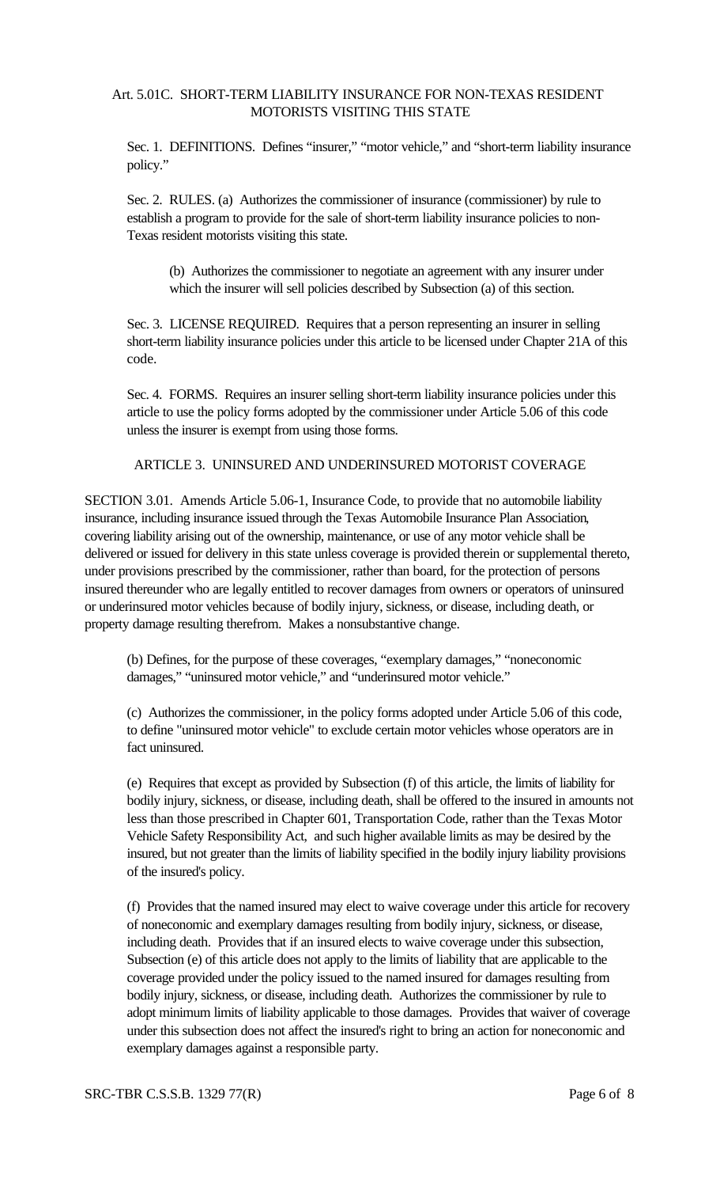Art. 5.01C. SHORT-TERM LIABILITY INSURANCE FOR NON-TEXAS RESIDENT MOTORISTS VISITING THIS STATE

Sec. 1. DEFINITIONS. Defines "insurer," "motor vehicle," and "short-term liability insurance policy."

Sec. 2. RULES. (a) Authorizes the commissioner of insurance (commissioner) by rule to establish a program to provide for the sale of short-term liability insurance policies to non-Texas resident motorists visiting this state.

(b) Authorizes the commissioner to negotiate an agreement with any insurer under which the insurer will sell policies described by Subsection (a) of this section.

Sec. 3. LICENSE REQUIRED. Requires that a person representing an insurer in selling short-term liability insurance policies under this article to be licensed under Chapter 21A of this code.

Sec. 4. FORMS. Requires an insurer selling short-term liability insurance policies under this article to use the policy forms adopted by the commissioner under Article 5.06 of this code unless the insurer is exempt from using those forms.

ARTICLE 3. UNINSURED AND UNDERINSURED MOTORIST COVERAGE

SECTION 3.01. Amends Article 5.06-1, Insurance Code, to provide that no automobile liability insurance, including insurance issued through the Texas Automobile Insurance Plan Association, covering liability arising out of the ownership, maintenance, or use of any motor vehicle shall be delivered or issued for delivery in this state unless coverage is provided therein or supplemental thereto, under provisions prescribed by the commissioner, rather than board, for the protection of persons insured thereunder who are legally entitled to recover damages from owners or operators of uninsured or underinsured motor vehicles because of bodily injury, sickness, or disease, including death, or property damage resulting therefrom. Makes a nonsubstantive change.

(b) Defines, for the purpose of these coverages, "exemplary damages," "noneconomic damages," "uninsured motor vehicle," and "underinsured motor vehicle."

(c) Authorizes the commissioner, in the policy forms adopted under Article 5.06 of this code, to define "uninsured motor vehicle" to exclude certain motor vehicles whose operators are in fact uninsured.

(e) Requires that except as provided by Subsection (f) of this article, the limits of liability for bodily injury, sickness, or disease, including death, shall be offered to the insured in amounts not less than those prescribed in Chapter 601, Transportation Code, rather than the Texas Motor Vehicle Safety Responsibility Act, and such higher available limits as may be desired by the insured, but not greater than the limits of liability specified in the bodily injury liability provisions of the insured's policy.

(f) Provides that the named insured may elect to waive coverage under this article for recovery of noneconomic and exemplary damages resulting from bodily injury, sickness, or disease, including death. Provides that if an insured elects to waive coverage under this subsection, Subsection (e) of this article does not apply to the limits of liability that are applicable to the coverage provided under the policy issued to the named insured for damages resulting from bodily injury, sickness, or disease, including death. Authorizes the commissioner by rule to adopt minimum limits of liability applicable to those damages. Provides that waiver of coverage under this subsection does not affect the insured's right to bring an action for noneconomic and exemplary damages against a responsible party.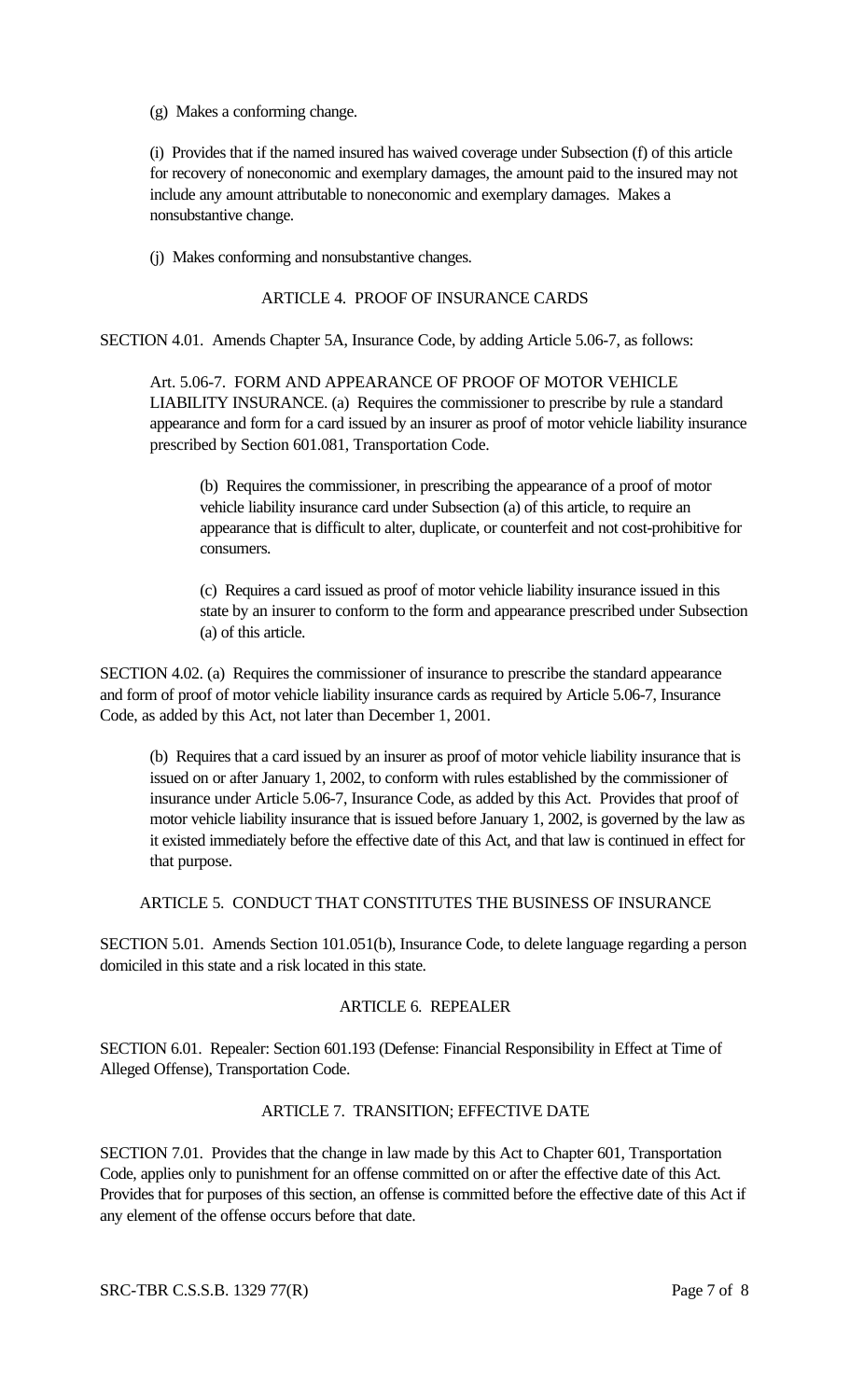(g) Makes a conforming change.

(i) Provides that if the named insured has waived coverage under Subsection (f) of this article for recovery of noneconomic and exemplary damages, the amount paid to the insured may not include any amount attributable to noneconomic and exemplary damages. Makes a nonsubstantive change.

(j) Makes conforming and nonsubstantive changes.

## ARTICLE 4. PROOF OF INSURANCE CARDS

SECTION 4.01. Amends Chapter 5A, Insurance Code, by adding Article 5.06-7, as follows:

Art. 5.06-7. FORM AND APPEARANCE OF PROOF OF MOTOR VEHICLE LIABILITY INSURANCE. (a) Requires the commissioner to prescribe by rule a standard appearance and form for a card issued by an insurer as proof of motor vehicle liability insurance prescribed by Section 601.081, Transportation Code.

(b) Requires the commissioner, in prescribing the appearance of a proof of motor vehicle liability insurance card under Subsection (a) of this article, to require an appearance that is difficult to alter, duplicate, or counterfeit and not cost-prohibitive for consumers.

(c) Requires a card issued as proof of motor vehicle liability insurance issued in this state by an insurer to conform to the form and appearance prescribed under Subsection (a) of this article.

SECTION 4.02. (a) Requires the commissioner of insurance to prescribe the standard appearance and form of proof of motor vehicle liability insurance cards as required by Article 5.06-7, Insurance Code, as added by this Act, not later than December 1, 2001.

(b) Requires that a card issued by an insurer as proof of motor vehicle liability insurance that is issued on or after January 1, 2002, to conform with rules established by the commissioner of insurance under Article 5.06-7, Insurance Code, as added by this Act. Provides that proof of motor vehicle liability insurance that is issued before January 1, 2002, is governed by the law as it existed immediately before the effective date of this Act, and that law is continued in effect for that purpose.

## ARTICLE 5. CONDUCT THAT CONSTITUTES THE BUSINESS OF INSURANCE

SECTION 5.01. Amends Section 101.051(b), Insurance Code, to delete language regarding a person domiciled in this state and a risk located in this state.

## ARTICLE 6. REPEALER

SECTION 6.01. Repealer: Section 601.193 (Defense: Financial Responsibility in Effect at Time of Alleged Offense), Transportation Code.

## ARTICLE 7. TRANSITION; EFFECTIVE DATE

SECTION 7.01. Provides that the change in law made by this Act to Chapter 601, Transportation Code, applies only to punishment for an offense committed on or after the effective date of this Act. Provides that for purposes of this section, an offense is committed before the effective date of this Act if any element of the offense occurs before that date.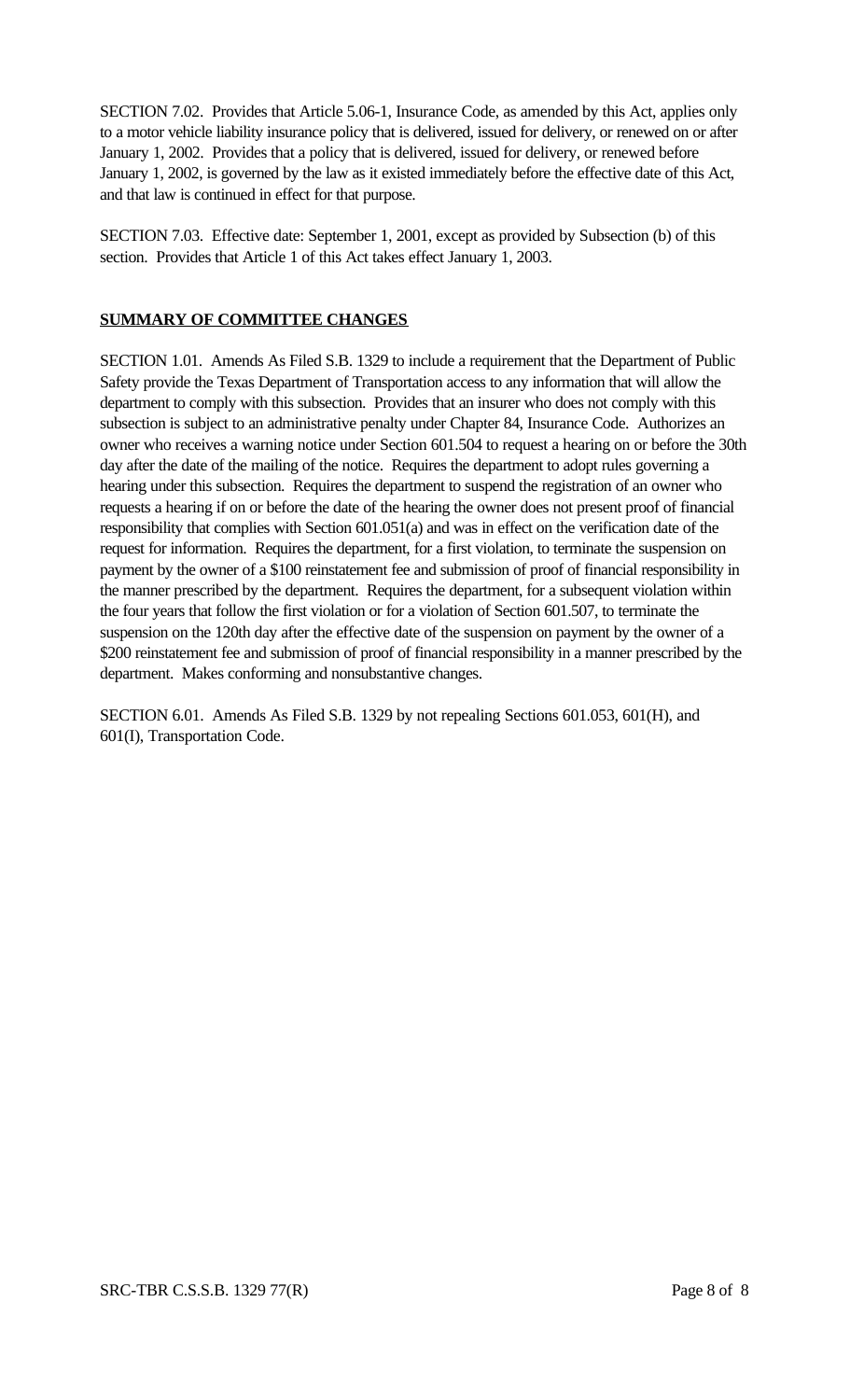SECTION 7.02. Provides that Article 5.06-1, Insurance Code, as amended by this Act, applies only to a motor vehicle liability insurance policy that is delivered, issued for delivery, or renewed on or after January 1, 2002. Provides that a policy that is delivered, issued for delivery, or renewed before January 1, 2002, is governed by the law as it existed immediately before the effective date of this Act, and that law is continued in effect for that purpose.

SECTION 7.03. Effective date: September 1, 2001, except as provided by Subsection (b) of this section. Provides that Article 1 of this Act takes effect January 1, 2003.

**SUMMARY OF COMMITTEE CHANGES**

SECTION 1.01. Amends As Filed S.B. 1329 to include a requirement that the Department of Public Safety provide the Texas Department of Transportation access to any information that will allow the department to comply with this subsection. Provides that an insurer who does not comply with this subsection is subject to an administrative penalty under Chapter 84, Insurance Code. Authorizes an owner who receives a warning notice under Section 601.504 to request a hearing on or before the 30th day after the date of the mailing of the notice. Requires the department to adopt rules governing a hearing under this subsection. Requires the department to suspend the registration of an owner who requests a hearing if on or before the date of the hearing the owner does not present proof of financial responsibility that complies with Section 601.051(a) and was in effect on the verification date of the request for information. Requires the department, for a first violation, to terminate the suspension on payment by the owner of a $100 reinstatement fee and submission of proof of financial responsibility in the manner prescribed by the department. Requires the department, for a subsequent violation within the four years that follow the first violation or for a violation of Section 601.507, to terminate the suspension on the 120th day after the effective date of the suspension on payment by the owner of a $200 reinstatement fee and submission of proof of financial responsibility in a manner prescribed by the department. Makes conforming and nonsubstantive changes.

SECTION 6.01. Amends As Filed S.B. 1329 by not repealing Sections 601.053, 601(H), and 601(I), Transportation Code.